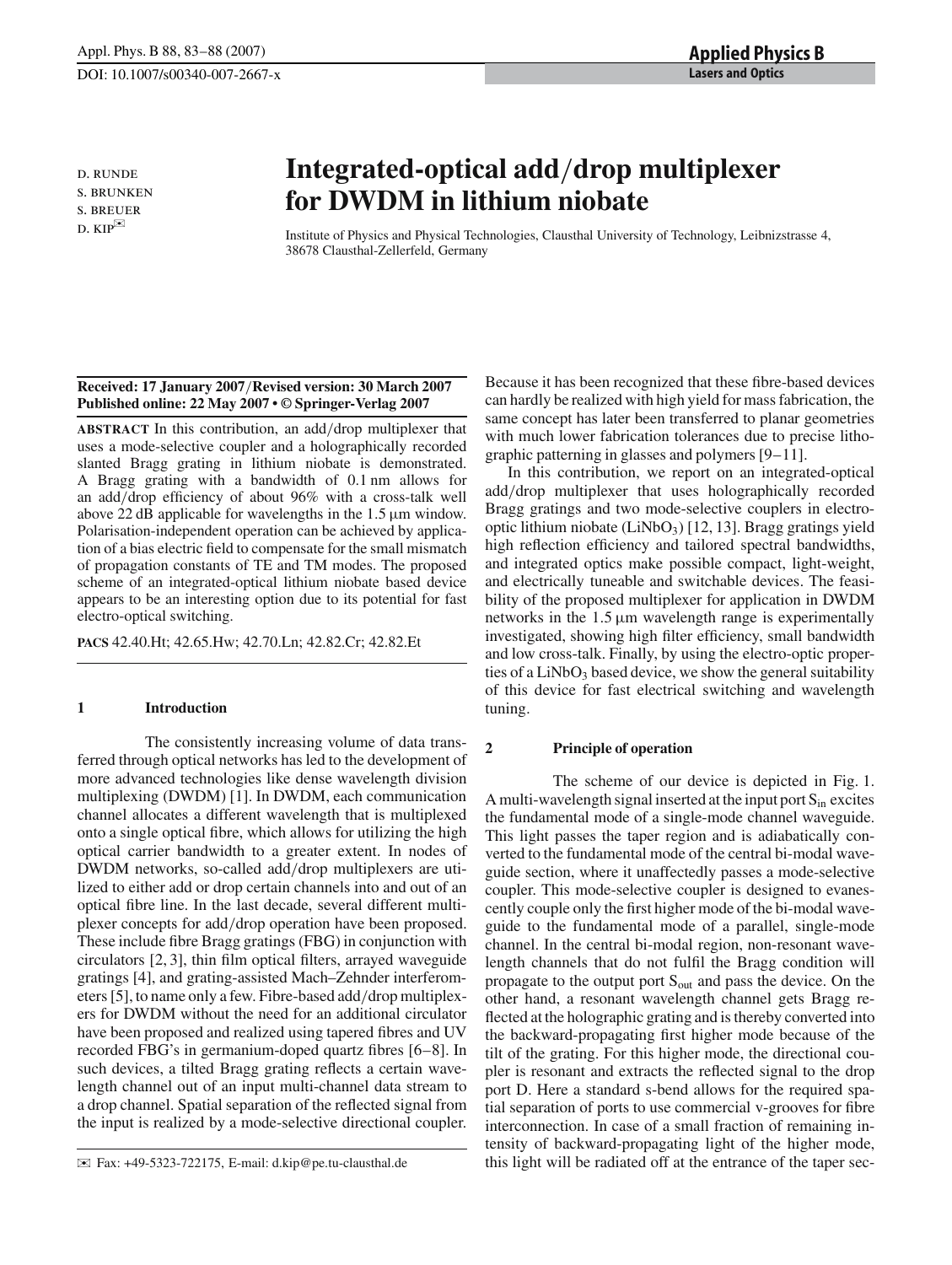D. RUNDE
S. BRUNKEN
S. BREUER
D. KIP✉

# Integrated-optical add/drop multiplexer for DWDM in lithium niobate

Institute of Physics and Physical Technologies, Clausthal University of Technology, Leibnizstrasse 4, 38678 Clausthal-Zellerfeld, Germany

**Received: 17 January 2007/Revised version: 30 March 2007**
**Published online: 22 May 2007 • © Springer-Verlag 2007**

**ABSTRACT** In this contribution, an add/drop multiplexer that uses a mode-selective coupler and a holographically recorded slanted Bragg grating in lithium niobate is demonstrated. A Bragg grating with a bandwidth of 0.1 nm allows for an add/drop efficiency of about 96% with a cross-talk well above 22 dB applicable for wavelengths in the 1.5 μm window. Polarisation-independent operation can be achieved by application of a bias electric field to compensate for the small mismatch of propagation constants of TE and TM modes. The proposed scheme of an integrated-optical lithium niobate based device appears to be an interesting option due to its potential for fast electro-optical switching.

**PACS** 42.40.Ht; 42.65.Hw; 42.70.Ln; 42.82.Cr; 42.82.Et

## 1 Introduction

The consistently increasing volume of data transferred through optical networks has led to the development of more advanced technologies like dense wavelength division multiplexing (DWDM) [1]. In DWDM, each communication channel allocates a different wavelength that is multiplexed onto a single optical fibre, which allows for utilizing the high optical carrier bandwidth to a greater extent. In nodes of DWDM networks, so-called add/drop multiplexers are utilized to either add or drop certain channels into and out of an optical fibre line. In the last decade, several different multiplexer concepts for add/drop operation have been proposed. These include fibre Bragg gratings (FBG) in conjunction with circulators [2, 3], thin film optical filters, arrayed waveguide gratings [4], and grating-assisted Mach–Zehnder interferometers [5], to name only a few. Fibre-based add/drop multiplexers for DWDM without the need for an additional circulator have been proposed and realized using tapered fibres and UV recorded FBG's in germanium-doped quartz fibres [6–8]. In such devices, a tilted Bragg grating reflects a certain wavelength channel out of an input multi-channel data stream to a drop channel. Spatial separation of the reflected signal from the input is realized by a mode-selective directional coupler. Because it has been recognized that these fibre-based devices can hardly be realized with high yield for mass fabrication, the same concept has later been transferred to planar geometries with much lower fabrication tolerances due to precise lithographic patterning in glasses and polymers [9–11].

In this contribution, we report on an integrated-optical add/drop multiplexer that uses holographically recorded Bragg gratings and two mode-selective couplers in electro-optic lithium niobate ($LiNbO_3$) [12, 13]. Bragg gratings yield high reflection efficiency and tailored spectral bandwidths, and integrated optics make possible compact, light-weight, and electrically tuneable and switchable devices. The feasibility of the proposed multiplexer for application in DWDM networks in the 1.5 μm wavelength range is experimentally investigated, showing high filter efficiency, small bandwidth and low cross-talk. Finally, by using the electro-optic properties of a $LiNbO_3$ based device, we show the general suitability of this device for fast electrical switching and wavelength tuning.

## 2 Principle of operation

The scheme of our device is depicted in Fig. 1. A multi-wavelength signal inserted at the input port $S_{in}$ excites the fundamental mode of a single-mode channel waveguide. This light passes the taper region and is adiabatically converted to the fundamental mode of the central bi-modal waveguide section, where it unaffectedly passes a mode-selective coupler. This mode-selective coupler is designed to evanescently couple only the first higher mode of the bi-modal waveguide to the fundamental mode of a parallel, single-mode channel. In the central bi-modal region, non-resonant wavelength channels that do not fulfil the Bragg condition will propagate to the output port $S_{out}$ and pass the device. On the other hand, a resonant wavelength channel gets Bragg reflected at the holographic grating and is thereby converted into the backward-propagating first higher mode because of the tilt of the grating. For this higher mode, the directional coupler is resonant and extracts the reflected signal to the drop port D. Here a standard s-bend allows for the required spatial separation of ports to use commercial v-grooves for fibre interconnection. In case of a small fraction of remaining intensity of backward-propagating light of the higher mode, this light will be radiated off at the entrance of the taper sec-

✉ Fax: +49-5323-722175, E-mail: d.kip@pe.tu-clausthal.de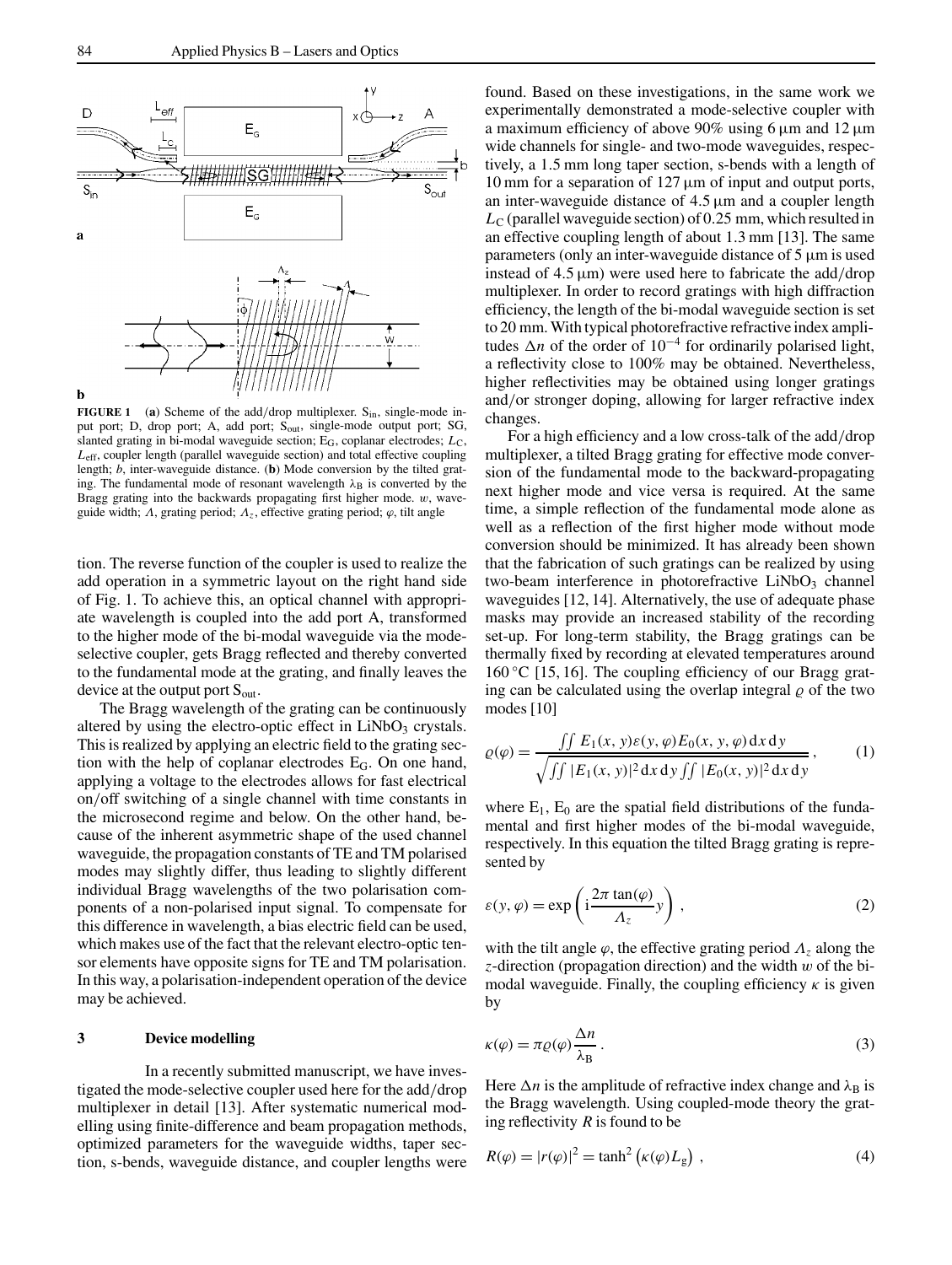**FIGURE 1** (**a**) Scheme of the add/drop multiplexer. $S_{in}$, single-mode input port; D, drop port; A, add port; $S_{out}$, single-mode output port; SG, slanted grating in bi-modal waveguide section; $E_G$, coplanar electrodes; $L_C$, $L_{eff}$, coupler length (parallel waveguide section) and total effective coupling length; $b$, inter-waveguide distance. (**b**) Mode conversion by the tilted grating. The fundamental mode of resonant wavelength $\lambda_B$ is converted by the Bragg grating into the backwards propagating first higher mode. $w$, waveguide width; $\Lambda$, grating period; $\Lambda_z$, effective grating period; $\varphi$, tilt angle

tion. The reverse function of the coupler is used to realize the add operation in a symmetric layout on the right hand side of Fig. 1. To achieve this, an optical channel with appropriate wavelength is coupled into the add port A, transformed to the higher mode of the bi-modal waveguide via the mode-selective coupler, gets Bragg reflected and thereby converted to the fundamental mode at the grating, and finally leaves the device at the output port $S_{out}$.

The Bragg wavelength of the grating can be continuously altered by using the electro-optic effect in $LiNbO_3$ crystals. This is realized by applying an electric field to the grating section with the help of coplanar electrodes $E_G$. On one hand, applying a voltage to the electrodes allows for fast electrical on/off switching of a single channel with time constants in the microsecond regime and below. On the other hand, because of the inherent asymmetric shape of the used channel waveguide, the propagation constants of TE and TM polarised modes may slightly differ, thus leading to slightly different individual Bragg wavelengths of the two polarisation components of a non-polarised input signal. To compensate for this difference in wavelength, a bias electric field can be used, which makes use of the fact that the relevant electro-optic tensor elements have opposite signs for TE and TM polarisation. In this way, a polarisation-independent operation of the device may be achieved.

## 3 Device modelling

In a recently submitted manuscript, we have investigated the mode-selective coupler used here for the add/drop multiplexer in detail [13]. After systematic numerical modelling using finite-difference and beam propagation methods, optimized parameters for the waveguide widths, taper section, s-bends, waveguide distance, and coupler lengths were found. Based on these investigations, in the same work we experimentally demonstrated a mode-selective coupler with a maximum efficiency of above 90% using 6 μm and 12 μm wide channels for single- and two-mode waveguides, respectively, a 1.5 mm long taper section, s-bends with a length of 10 mm for a separation of 127 μm of input and output ports, an inter-waveguide distance of 4.5 μm and a coupler length $L_C$ (parallel waveguide section) of 0.25 mm, which resulted in an effective coupling length of about 1.3 mm [13]. The same parameters (only an inter-waveguide distance of 5 μm is used instead of 4.5 μm) were used here to fabricate the add/drop multiplexer. In order to record gratings with high diffraction efficiency, the length of the bi-modal waveguide section is set to 20 mm. With typical photorefractive refractive index amplitudes $\Delta n$ of the order of $10^{-4}$ for ordinarily polarised light, a reflectivity close to 100% may be obtained. Nevertheless, higher reflectivities may be obtained using longer gratings and/or stronger doping, allowing for larger refractive index changes.

For a high efficiency and a low cross-talk of the add/drop multiplexer, a tilted Bragg grating for effective mode conversion of the fundamental mode to the backward-propagating next higher mode and vice versa is required. At the same time, a simple reflection of the fundamental mode alone as well as a reflection of the first higher mode without mode conversion should be minimized. It has already been shown that the fabrication of such gratings can be realized by using two-beam interference in photorefractive $LiNbO_3$ channel waveguides [12, 14]. Alternatively, the use of adequate phase masks may provide an increased stability of the recording set-up. For long-term stability, the Bragg gratings can be thermally fixed by recording at elevated temperatures around 160 °C [15, 16]. The coupling efficiency of our Bragg grating can be calculated using the overlap integral $\varrho$ of the two modes [10]

$$\varrho(\varphi) = \frac{\iint E_1(x, y)\varepsilon(y, \varphi)E_0(x, y, \varphi)\,\mathrm{d}x\,\mathrm{d}y}{\sqrt{\iint |E_1(x, y)|^2\,\mathrm{d}x\,\mathrm{d}y \iint |E_0(x, y)|^2\,\mathrm{d}x\,\mathrm{d}y}}\,, \qquad (1)$$

where $E_1$, $E_0$ are the spatial field distributions of the fundamental and first higher modes of the bi-modal waveguide, respectively. In this equation the tilted Bragg grating is represented by

$$\varepsilon(y, \varphi) = \exp\left(\mathrm{i}\frac{2\pi \tan(\varphi)}{\Lambda_z} y\right)\,, \qquad (2)$$

with the tilt angle $\varphi$, the effective grating period $\Lambda_z$ along the $z$-direction (propagation direction) and the width $w$ of the bi-modal waveguide. Finally, the coupling efficiency $\kappa$ is given by

$$\kappa(\varphi) = \pi\varrho(\varphi)\frac{\Delta n}{\lambda_B}\,. \qquad (3)$$

Here $\Delta n$ is the amplitude of refractive index change and $\lambda_B$ is the Bragg wavelength. Using coupled-mode theory the grating reflectivity $R$ is found to be

$$R(\varphi) = |r(\varphi)|^2 = \tanh^2\left(\kappa(\varphi)L_g\right)\,, \qquad (4)$$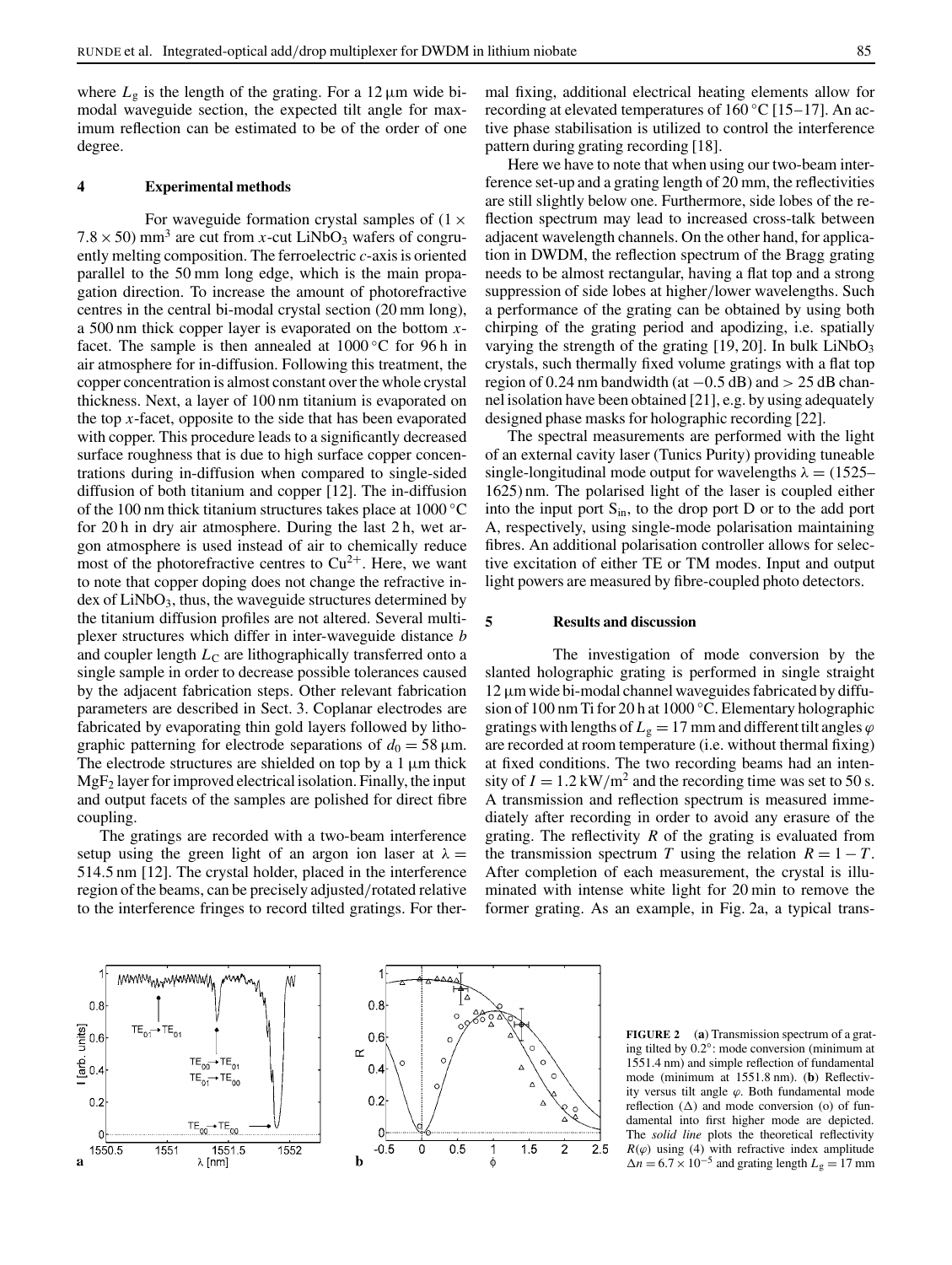where $L_g$ is the length of the grating. For a 12 µm wide bi-modal waveguide section, the expected tilt angle for maximum reflection can be estimated to be of the order of one degree.

## 4 Experimental methods

For waveguide formation crystal samples of $(1 \times 7.8 \times 50)$ mm$^3$ are cut from *x*-cut $LiNbO_3$ wafers of congruently melting composition. The ferroelectric *c*-axis is oriented parallel to the 50 mm long edge, which is the main propagation direction. To increase the amount of photorefractive centres in the central bi-modal crystal section (20 mm long), a 500 nm thick copper layer is evaporated on the bottom *x*-facet. The sample is then annealed at 1000 °C for 96 h in air atmosphere for in-diffusion. Following this treatment, the copper concentration is almost constant over the whole crystal thickness. Next, a layer of 100 nm titanium is evaporated on the top *x*-facet, opposite to the side that has been evaporated with copper. This procedure leads to a significantly decreased surface roughness that is due to high surface copper concentrations during in-diffusion when compared to single-sided diffusion of both titanium and copper [12]. The in-diffusion of the 100 nm thick titanium structures takes place at 1000 °C for 20 h in dry air atmosphere. During the last 2 h, wet argon atmosphere is used instead of air to chemically reduce most of the photorefractive centres to $Cu^{2+}$. Here, we want to note that copper doping does not change the refractive index of $LiNbO_3$, thus, the waveguide structures determined by the titanium diffusion profiles are not altered. Several multiplexer structures which differ in inter-waveguide distance $b$ and coupler length $L_C$ are lithographically transferred onto a single sample in order to decrease possible tolerances caused by the adjacent fabrication steps. Other relevant fabrication parameters are described in Sect. 3. Coplanar electrodes are fabricated by evaporating thin gold layers followed by lithographic patterning for electrode separations of $d_0 = 58$ µm. The electrode structures are shielded on top by a 1 µm thick $MgF_2$ layer for improved electrical isolation. Finally, the input and output facets of the samples are polished for direct fibre coupling.

The gratings are recorded with a two-beam interference setup using the green light of an argon ion laser at $\lambda = 514.5$ nm [12]. The crystal holder, placed in the interference region of the beams, can be precisely adjusted/rotated relative to the interference fringes to record tilted gratings. For thermal fixing, additional electrical heating elements allow for recording at elevated temperatures of 160 °C [15–17]. An active phase stabilisation is utilized to control the interference pattern during grating recording [18].

Here we have to note that when using our two-beam interference set-up and a grating length of 20 mm, the reflectivities are still slightly below one. Furthermore, side lobes of the reflection spectrum may lead to increased cross-talk between adjacent wavelength channels. On the other hand, for application in DWDM, the reflection spectrum of the Bragg grating needs to be almost rectangular, having a flat top and a strong suppression of side lobes at higher/lower wavelengths. Such a performance of the grating can be obtained by using both chirping of the grating period and apodizing, i.e. spatially varying the strength of the grating [19, 20]. In bulk $LiNbO_3$ crystals, such thermally fixed volume gratings with a flat top region of 0.24 nm bandwidth (at −0.5 dB) and > 25 dB channel isolation have been obtained [21], e.g. by using adequately designed phase masks for holographic recording [22].

The spectral measurements are performed with the light of an external cavity laser (Tunics Purity) providing tuneable single-longitudinal mode output for wavelengths $\lambda = (1525–1625)$ nm. The polarised light of the laser is coupled either into the input port $S_{in}$, to the drop port D or to the add port A, respectively, using single-mode polarisation maintaining fibres. An additional polarisation controller allows for selective excitation of either TE or TM modes. Input and output light powers are measured by fibre-coupled photo detectors.

## 5 Results and discussion

The investigation of mode conversion by the slanted holographic grating is performed in single straight 12 µm wide bi-modal channel waveguides fabricated by diffusion of 100 nm Ti for 20 h at 1000 °C. Elementary holographic gratings with lengths of $L_g = 17$ mm and different tilt angles $\varphi$ are recorded at room temperature (i.e. without thermal fixing) at fixed conditions. The two recording beams had an intensity of $I = 1.2$ kW/m$^2$ and the recording time was set to 50 s. A transmission and reflection spectrum is measured immediately after recording in order to avoid any erasure of the grating. The reflectivity $R$ of the grating is evaluated from the transmission spectrum $T$ using the relation $R = 1 - T$. After completion of each measurement, the crystal is illuminated with intense white light for 20 min to remove the former grating. As an example, in Fig. 2a, a typical trans-

**FIGURE 2** (**a**) Transmission spectrum of a grating tilted by 0.2°: mode conversion (minimum at 1551.4 nm) and simple reflection of fundamental mode (minimum at 1551.8 nm). (**b**) Reflectivity versus tilt angle $\varphi$. Both fundamental mode reflection (Δ) and mode conversion (o) of fundamental into first higher mode are depicted. The *solid line* plots the theoretical reflectivity $R(\varphi)$ using (4) with refractive index amplitude $\Delta n = 6.7 \times 10^{-5}$ and grating length $L_g = 17$ mm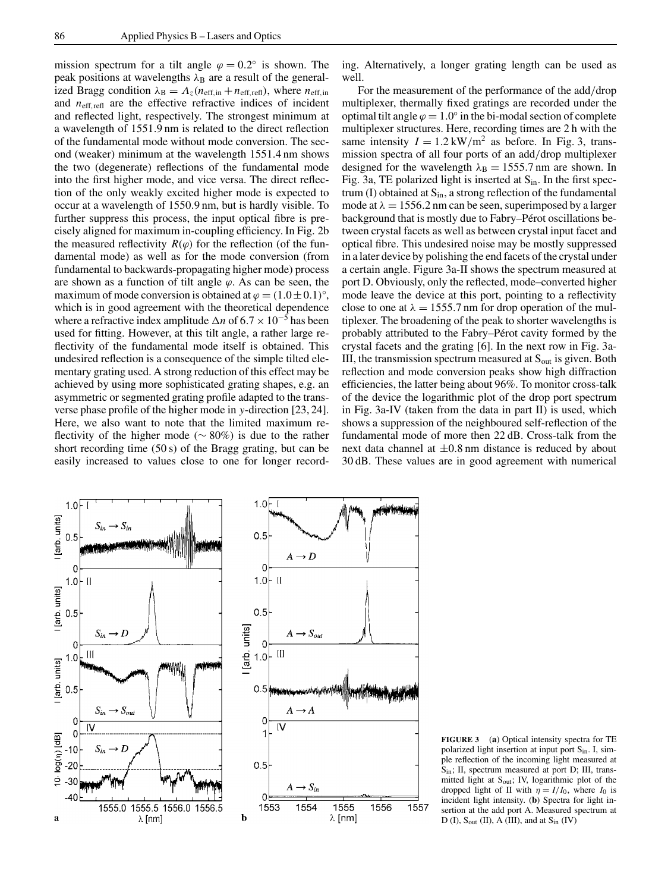mission spectrum for a tilt angle $\varphi = 0.2°$ is shown. The peak positions at wavelengths $\lambda_B$ are a result of the generalized Bragg condition $\lambda_B = \Lambda_z(n_{\text{eff,in}} + n_{\text{eff,refl}})$, where $n_{\text{eff,in}}$ and $n_{\text{eff,refl}}$ are the effective refractive indices of incident and reflected light, respectively. The strongest minimum at a wavelength of 1551.9 nm is related to the direct reflection of the fundamental mode without mode conversion. The second (weaker) minimum at the wavelength 1551.4 nm shows the two (degenerate) reflections of the fundamental mode into the first higher mode, and vice versa. The direct reflection of the only weakly excited higher mode is expected to occur at a wavelength of 1550.9 nm, but is hardly visible. To further suppress this process, the input optical fibre is precisely aligned for maximum in-coupling efficiency. In Fig. 2b the measured reflectivity $R(\varphi)$ for the reflection (of the fundamental mode) as well as for the mode conversion (from fundamental to backwards-propagating higher mode) process are shown as a function of tilt angle $\varphi$. As can be seen, the maximum of mode conversion is obtained at $\varphi = (1.0 \pm 0.1)°$, which is in good agreement with the theoretical dependence where a refractive index amplitude $\Delta n$ of $6.7 \times 10^{-5}$ has been used for fitting. However, at this tilt angle, a rather large reflectivity of the fundamental mode itself is obtained. This undesired reflection is a consequence of the simple tilted elementary grating used. A strong reduction of this effect may be achieved by using more sophisticated grating shapes, e.g. an asymmetric or segmented grating profile adapted to the transverse phase profile of the higher mode in $y$-direction [23, 24]. Here, we also want to note that the limited maximum reflectivity of the higher mode ($\sim 80\%$) is due to the rather short recording time (50 s) of the Bragg grating, but can be easily increased to values close to one for longer recording. Alternatively, a longer grating length can be used as well.

For the measurement of the performance of the add/drop multiplexer, thermally fixed gratings are recorded under the optimal tilt angle $\varphi = 1.0°$ in the bi-modal section of complete multiplexer structures. Here, recording times are 2 h with the same intensity $I = 1.2\,\text{kW/m}^2$ as before. In Fig. 3, transmission spectra of all four ports of an add/drop multiplexer designed for the wavelength $\lambda_B = 1555.7$ nm are shown. In Fig. 3a, TE polarized light is inserted at $S_{\text{in}}$. In the first spectrum (I) obtained at $S_{\text{in}}$, a strong reflection of the fundamental mode at $\lambda = 1556.2$ nm can be seen, superimposed by a larger background that is mostly due to Fabry–Pérot oscillations between crystal facets as well as between crystal input facet and optical fibre. This undesired noise may be mostly suppressed in a later device by polishing the end facets of the crystal under a certain angle. Figure 3a-II shows the spectrum measured at port D. Obviously, only the reflected, mode–converted higher mode leave the device at this port, pointing to a reflectivity close to one at $\lambda = 1555.7$ nm for drop operation of the multiplexer. The broadening of the peak to shorter wavelengths is probably attributed to the Fabry–Pérot cavity formed by the crystal facets and the grating [6]. In the next row in Fig. 3a-III, the transmission spectrum measured at $S_{\text{out}}$ is given. Both reflection and mode conversion peaks show high diffraction efficiencies, the latter being about 96%. To monitor cross-talk of the device the logarithmic plot of the drop port spectrum in Fig. 3a-IV (taken from the data in part II) is used, which shows a suppression of the neighboured self-reflection of the fundamental mode of more then 22 dB. Cross-talk from the next data channel at $\pm 0.8$ nm distance is reduced by about 30 dB. These values are in good agreement with numerical

**FIGURE 3** (**a**) Optical intensity spectra for TE polarized light insertion at input port $S_{\text{in}}$. I, simple reflection of the incoming light measured at $S_{\text{in}}$; II, spectrum measured at port D; III, transmitted light at $S_{\text{out}}$; IV, logarithmic plot of the dropped light of II with $\eta = I/I_0$, where $I_0$ is incident light intensity. (**b**) Spectra for light insertion at the add port A. Measured spectrum at D (I), $S_{\text{out}}$ (II), A (III), and at $S_{\text{in}}$ (IV)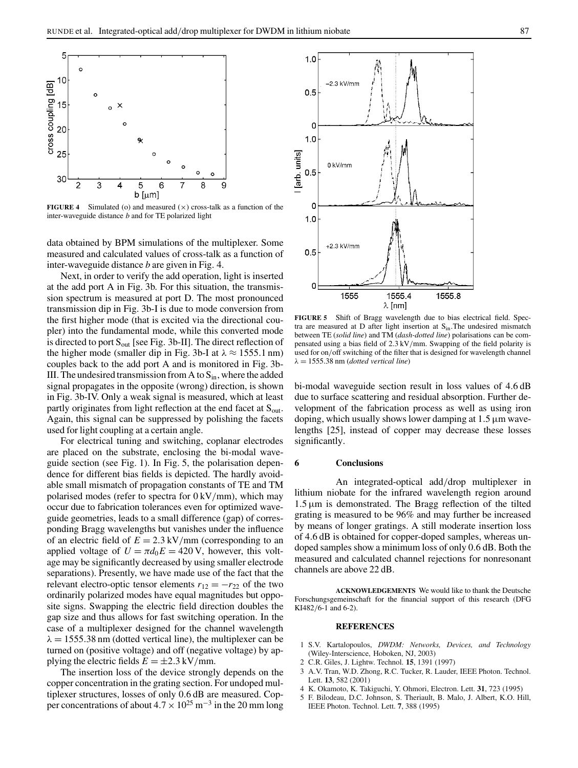**FIGURE 4** Simulated (o) and measured (×) cross-talk as a function of the inter-waveguide distance $b$ and for TE polarized light

data obtained by BPM simulations of the multiplexer. Some measured and calculated values of cross-talk as a function of inter-waveguide distance $b$ are given in Fig. 4.

Next, in order to verify the add operation, light is inserted at the add port A in Fig. 3b. For this situation, the transmission spectrum is measured at port D. The most pronounced transmission dip in Fig. 3b-I is due to mode conversion from the first higher mode (that is excited via the directional coupler) into the fundamental mode, while this converted mode is directed to port $S_{out}$ [see Fig. 3b-II]. The direct reflection of the higher mode (smaller dip in Fig. 3b-I at $\lambda \approx 1555.1$ nm) couples back to the add port A and is monitored in Fig. 3b-III. The undesired transmission from A to $S_{in}$, where the added signal propagates in the opposite (wrong) direction, is shown in Fig. 3b-IV. Only a weak signal is measured, which at least partly originates from light reflection at the end facet at $S_{out}$. Again, this signal can be suppressed by polishing the facets used for light coupling at a certain angle.

For electrical tuning and switching, coplanar electrodes are placed on the substrate, enclosing the bi-modal waveguide section (see Fig. 1). In Fig. 5, the polarisation dependence for different bias fields is depicted. The hardly avoidable small mismatch of propagation constants of TE and TM polarised modes (refer to spectra for 0 kV/mm), which may occur due to fabrication tolerances even for optimized waveguide geometries, leads to a small difference (gap) of corresponding Bragg wavelengths but vanishes under the influence of an electric field of $E = 2.3$ kV/mm (corresponding to an applied voltage of $U = \pi d_0 E = 420$ V, however, this voltage may be significantly decreased by using smaller electrode separations). Presently, we have made use of the fact that the relevant electro-optic tensor elements $r_{12} = -r_{22}$ of the two ordinarily polarized modes have equal magnitudes but opposite signs. Swapping the electric field direction doubles the gap size and thus allows for fast switching operation. In the case of a multiplexer designed for the channel wavelength $\lambda = 1555.38$ nm (dotted vertical line), the multiplexer can be turned on (positive voltage) and off (negative voltage) by applying the electric fields $E = \pm 2.3$ kV/mm.

The insertion loss of the device strongly depends on the copper concentration in the grating section. For undoped multiplexer structures, losses of only 0.6 dB are measured. Copper concentrations of about $4.7 \times 10^{25}$ m$^{-3}$ in the 20 mm long bi-modal waveguide section result in loss values of 4.6 dB due to surface scattering and residual absorption. Further development of the fabrication process as well as using iron doping, which usually shows lower damping at 1.5 μm wavelengths [25], instead of copper may decrease these losses significantly.

**FIGURE 5** Shift of Bragg wavelength due to bias electrical field. Spectra are measured at D after light insertion at $S_{in}$. The undesired mismatch between TE (*solid line*) and TM (*dash-dotted line*) polarisations can be compensated using a bias field of 2.3 kV/mm. Swapping of the field polarity is used for on/off switching of the filter that is designed for wavelength channel $\lambda = 1555.38$ nm (*dotted vertical line*)

## 6 Conclusions

An integrated-optical add/drop multiplexer in lithium niobate for the infrared wavelength region around 1.5 μm is demonstrated. The Bragg reflection of the tilted grating is measured to be 96% and may further be increased by means of longer gratings. A still moderate insertion loss of 4.6 dB is obtained for copper-doped samples, whereas undoped samples show a minimum loss of only 0.6 dB. Both the measured and calculated channel rejections for nonresonant channels are above 22 dB.

**ACKNOWLEDGEMENTS** We would like to thank the Deutsche Forschungsgemeinschaft for the financial support of this research (DFG KI482/6-1 and 6-2).

## REFERENCES

1. S.V. Kartalopoulos, *DWDM: Networks, Devices, and Technology* (Wiley-Interscience, Hoboken, NJ, 2003)
2. C.R. Giles, J. Lightw. Technol. **15**, 1391 (1997)
3. A.V. Tran, W.D. Zhong, R.C. Tucker, R. Lauder, IEEE Photon. Technol. Lett. **13**, 582 (2001)
4. K. Okamoto, K. Takiguchi, Y. Ohmori, Electron. Lett. **31**, 723 (1995)
5. F. Bilodeau, D.C. Johnson, S. Theriault, B. Malo, J. Albert, K.O. Hill, IEEE Photon. Technol. Lett. **7**, 388 (1995)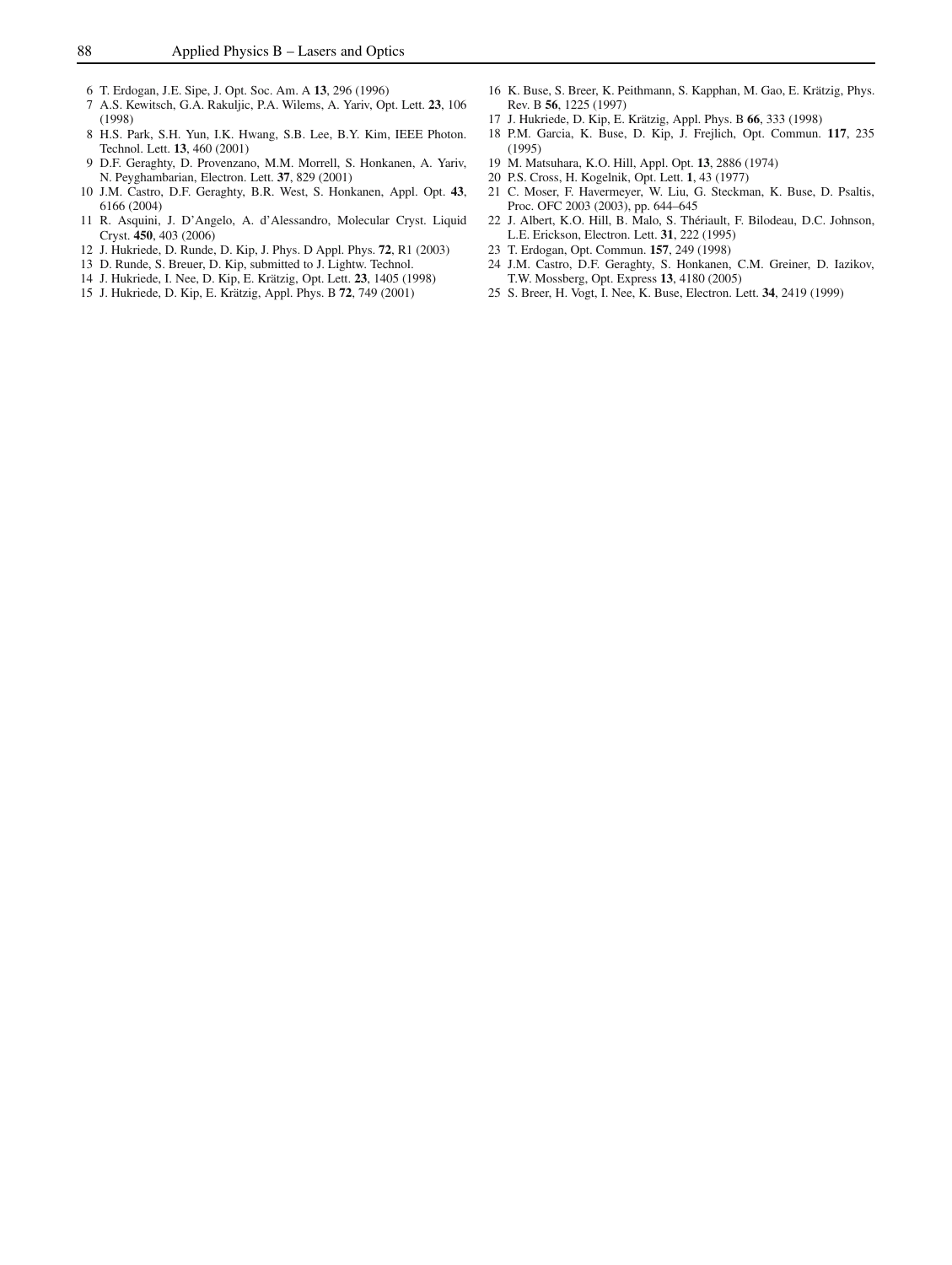6 T. Erdogan, J.E. Sipe, J. Opt. Soc. Am. A **13**, 296 (1996)
7 A.S. Kewitsch, G.A. Rakuljic, P.A. Wilems, A. Yariv, Opt. Lett. **23**, 106 (1998)
8 H.S. Park, S.H. Yun, I.K. Hwang, S.B. Lee, B.Y. Kim, IEEE Photon. Technol. Lett. **13**, 460 (2001)
9 D.F. Geraghty, D. Provenzano, M.M. Morrell, S. Honkanen, A. Yariv, N. Peyghambarian, Electron. Lett. **37**, 829 (2001)
10 J.M. Castro, D.F. Geraghty, B.R. West, S. Honkanen, Appl. Opt. **43**, 6166 (2004)
11 R. Asquini, J. D'Angelo, A. d'Alessandro, Molecular Cryst. Liquid Cryst. **450**, 403 (2006)
12 J. Hukriede, D. Runde, D. Kip, J. Phys. D Appl. Phys. **72**, R1 (2003)
13 D. Runde, S. Breuer, D. Kip, submitted to J. Lightw. Technol.
14 J. Hukriede, I. Nee, D. Kip, E. Krätzig, Opt. Lett. **23**, 1405 (1998)
15 J. Hukriede, D. Kip, E. Krätzig, Appl. Phys. B **72**, 749 (2001)
16 K. Buse, S. Breer, K. Peithmann, S. Kapphan, M. Gao, E. Krätzig, Phys. Rev. B **56**, 1225 (1997)
17 J. Hukriede, D. Kip, E. Krätzig, Appl. Phys. B **66**, 333 (1998)
18 P.M. Garcia, K. Buse, D. Kip, J. Frejlich, Opt. Commun. **117**, 235 (1995)
19 M. Matsuhara, K.O. Hill, Appl. Opt. **13**, 2886 (1974)
20 P.S. Cross, H. Kogelnik, Opt. Lett. **1**, 43 (1977)
21 C. Moser, F. Havermeyer, W. Liu, G. Steckman, K. Buse, D. Psaltis, Proc. OFC 2003 (2003), pp. 644–645
22 J. Albert, K.O. Hill, B. Malo, S. Thériault, F. Bilodeau, D.C. Johnson, L.E. Erickson, Electron. Lett. **31**, 222 (1995)
23 T. Erdogan, Opt. Commun. **157**, 249 (1998)
24 J.M. Castro, D.F. Geraghty, S. Honkanen, C.M. Greiner, D. Iazikov, T.W. Mossberg, Opt. Express **13**, 4180 (2005)
25 S. Breer, H. Vogt, I. Nee, K. Buse, Electron. Lett. **34**, 2419 (1999)